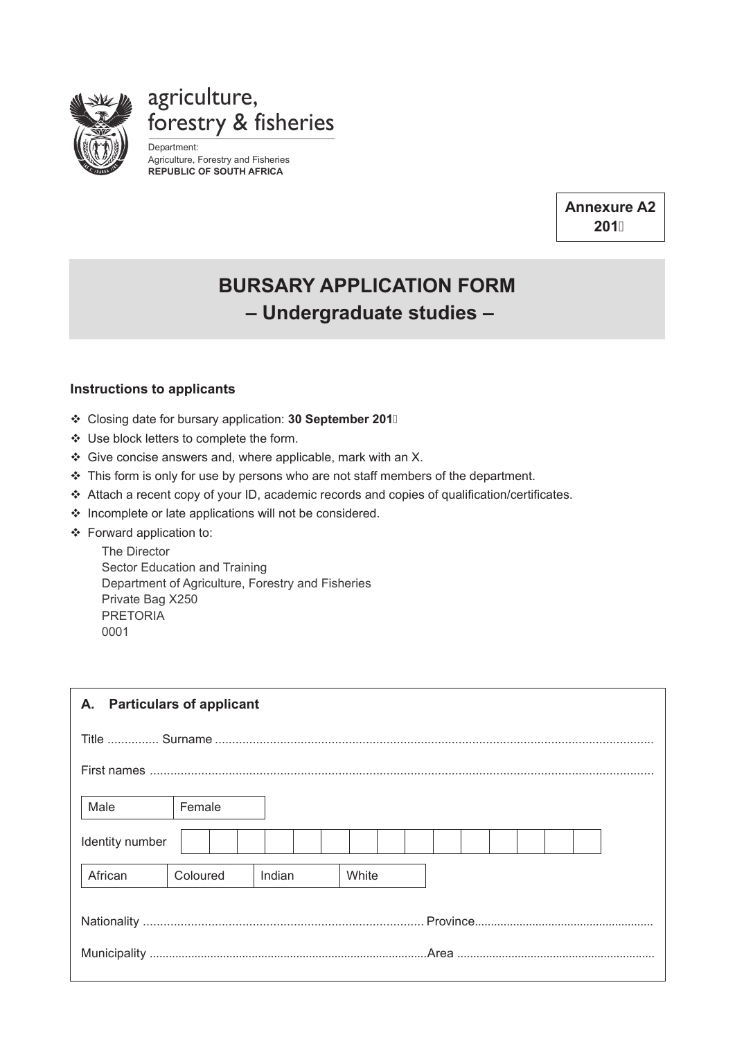agriculture, forestry & fisheries

Department:
Agriculture, Forestry and Fisheries
**REPUBLIC OF SOUTH AFRICA**

**Annexure A2**
**201**

# BURSARY APPLICATION FORM
## – Undergraduate studies –

**Instructions to applicants**

- Closing date for bursary application: **30 September 201**
- Use block letters to complete the form.
- Give concise answers and, where applicable, mark with an X.
- This form is only for use by persons who are not staff members of the department.
- Attach a recent copy of your ID, academic records and copies of qualification/certificates.
- Incomplete or late applications will not be considered.
- Forward application to:

  The Director
  Sector Education and Training
  Department of Agriculture, Forestry and Fisheries
  Private Bag X250
  PRETORIA
  0001

### A. Particulars of applicant

Title ............... Surname ...............................................................................................................................

First names ..................................................................................................................................................

| Male | Female |
|---|---|
| | |

| Identity number | | | | | | | | | | | | | | |
|---|---|---|---|---|---|---|---|---|---|---|---|---|---|---|

| African | Coloured | Indian | White |
|---|---|---|---|
| | | | |

Nationality ................................................................................. Province.......................................................

Municipality .....................................................................................Area .............................................................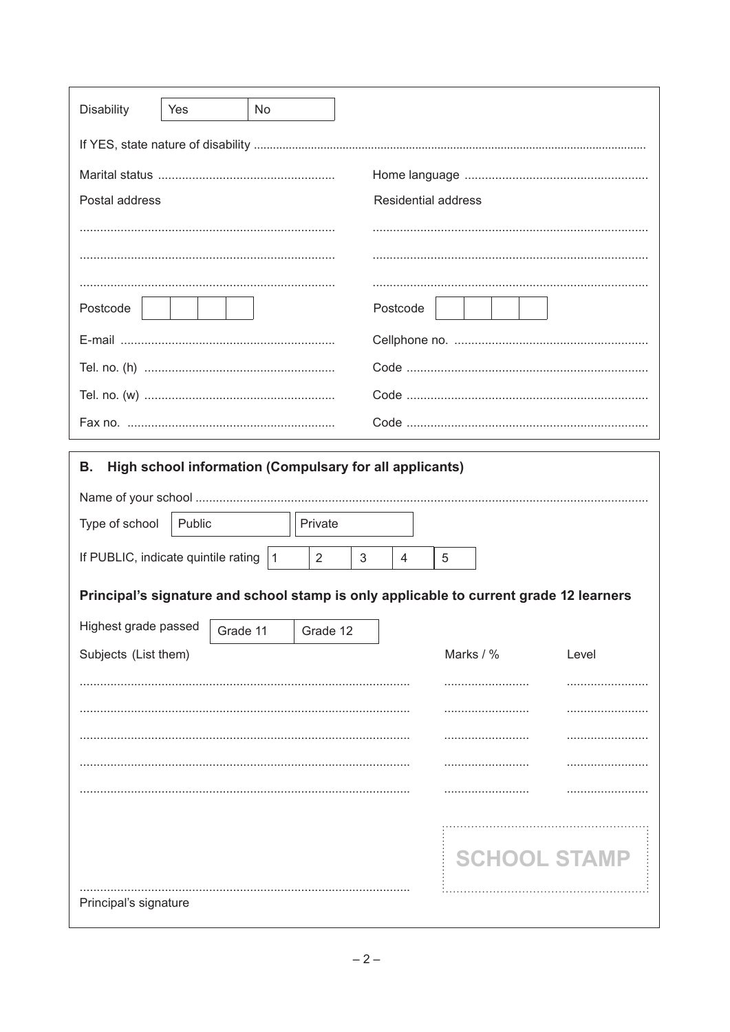Disability | Yes | No

If YES, state nature of disability ..........................................................................................................................................

Marital status ....................................................

Home language ....................................................

Postal address

..........................................................................

..........................................................................

..........................................................................

Postcode | | | | |

Residential address

..........................................................................

..........................................................................

..........................................................................

Postcode | | | | |

E-mail ..............................................................

Tel. no. (h) ........................................................

Tel. no. (w) ........................................................

Fax no. ............................................................

Cellphone no. ........................................................

Code ......................................................................

Code ......................................................................

Code ......................................................................

## B. High school information (Compulsary for all applicants)

Name of your school ..........................................................................................................................................

Type of school | Public | Private

If PUBLIC, indicate quintile rating | 1 | 2 | 3 | 4 | 5

**Principal's signature and school stamp is only applicable to current grade 12 learners**

Highest grade passed | Grade 11 | Grade 12

| Subjects (List them) | Marks / % | Level |
|---|---|---|
| ................................................................................................ | ......................... | ........................ |
| ................................................................................................ | ......................... | ........................ |
| ................................................................................................ | ......................... | ........................ |
| ................................................................................................ | ......................... | ........................ |
| ................................................................................................ | ......................... | ........................ |

SCHOOL STAMP

................................................................................................

Principal's signature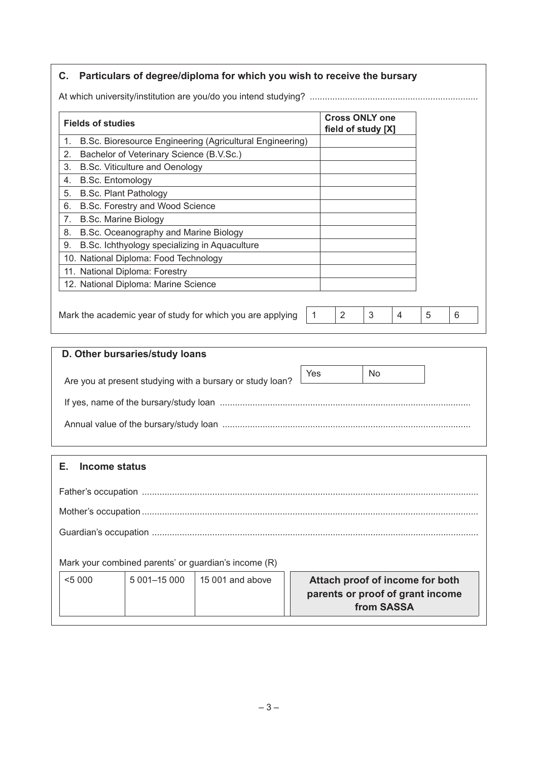## C. Particulars of degree/diploma for which you wish to receive the bursary

At which university/institution are you/do you intend studying? ..................................................................

| Fields of studies | Cross ONLY one field of study [X] |
|---|---|
| 1. B.Sc. Bioresource Engineering (Agricultural Engineering) | |
| 2. Bachelor of Veterinary Science (B.V.Sc.) | |
| 3. B.Sc. Viticulture and Oenology | |
| 4. B.Sc. Entomology | |
| 5. B.Sc. Plant Pathology | |
| 6. B.Sc. Forestry and Wood Science | |
| 7. B.Sc. Marine Biology | |
| 8. B.Sc. Oceanography and Marine Biology | |
| 9. B.Sc. Ichthyology specializing in Aquaculture | |
| 10. National Diploma: Food Technology | |
| 11. National Diploma: Forestry | |
| 12. National Diploma: Marine Science | |

Mark the academic year of study for which you are applying

| 1 | 2 | 3 | 4 | 5 | 6 |
|---|---|---|---|---|---|

## D. Other bursaries/study loans

Are you at present studying with a bursary or study loan?

| Yes | No |
|---|---|

If yes, name of the bursary/study loan ..................................................................................................

Annual value of the bursary/study loan ..................................................................................................

## E. Income status

Father's occupation ....................................................................................................................................

Mother's occupation ....................................................................................................................................

Guardian's occupation ................................................................................................................................

Mark your combined parents' or guardian's income (R)

| <5 000 | 5 001–15 000 | 15 001 and above |
|---|---|---|

**Attach proof of income for both parents or proof of grant income from SASSA**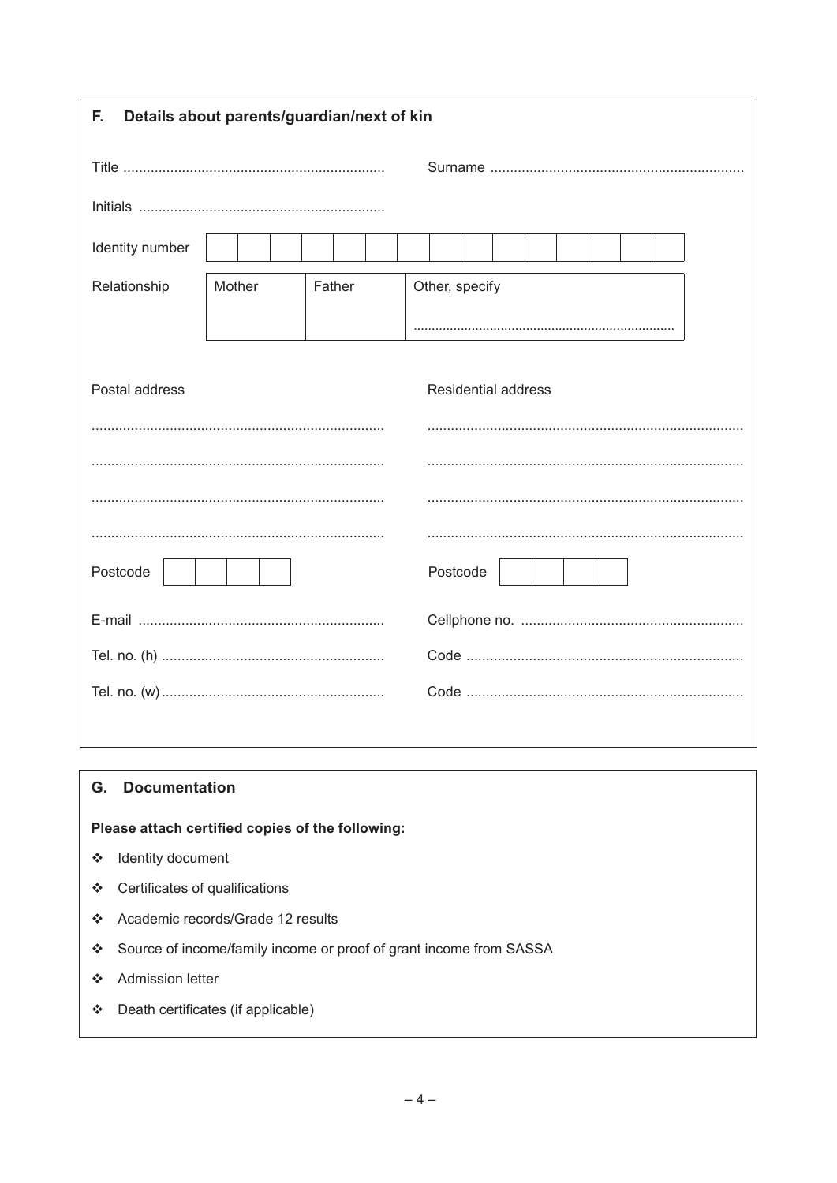## F. Details about parents/guardian/next of kin

Title ..................................................................

Surname ................................................................

Initials ..............................................................

| Identity number | | | | | | | | | | | | | | |
|---|---|---|---|---|---|---|---|---|---|---|---|---|---|---|

| Relationship | Mother | Father | Other, specify ..................................................................... |
|---|---|---|---|

Postal address

..........................................................................

..........................................................................

..........................................................................

..........................................................................

| Postcode | | | | |
|---|---|---|---|---|

Residential address

................................................................................

................................................................................

................................................................................

................................................................................

| Postcode | | | | |
|---|---|---|---|---|

E-mail ..............................................................

Cellphone no. ........................................................

Tel. no. (h) ........................................................

Code ......................................................................

Tel. no. (w) ........................................................

Code ......................................................................

## G. Documentation

**Please attach certified copies of the following:**

- Identity document
- Certificates of qualifications
- Academic records/Grade 12 results
- Source of income/family income or proof of grant income from SASSA
- Admission letter
- Death certificates (if applicable)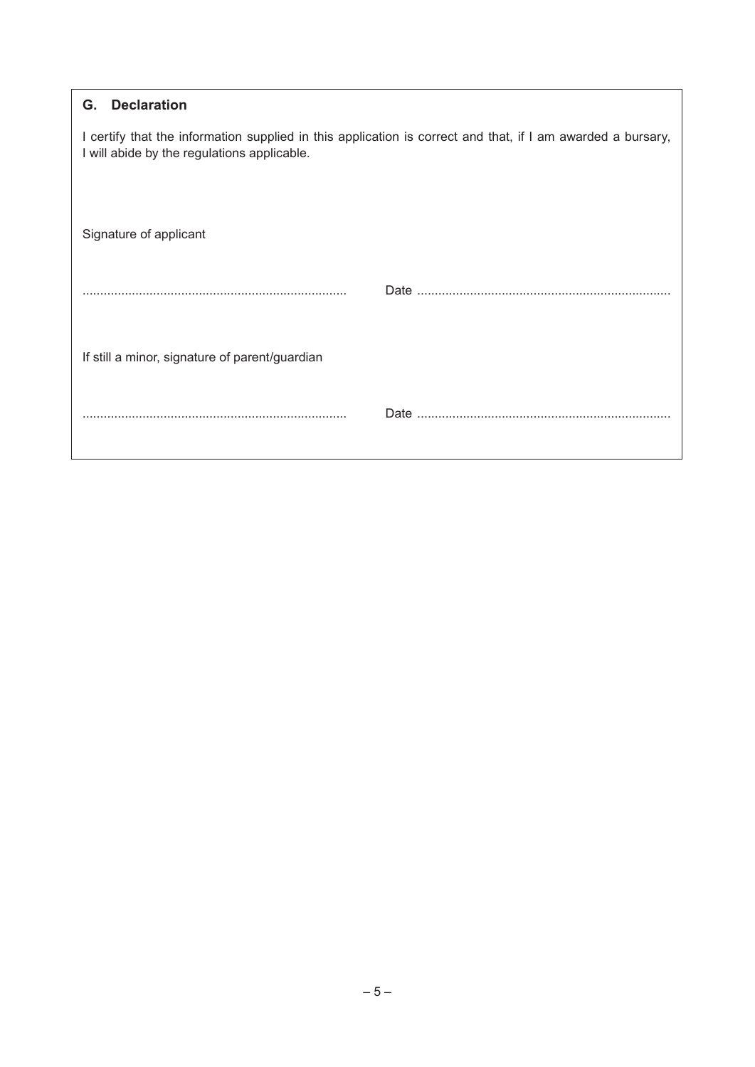## G. Declaration

I certify that the information supplied in this application is correct and that, if I am awarded a bursary, I will abide by the regulations applicable.

Signature of applicant

.......................................................................... Date .......................................................................

If still a minor, signature of parent/guardian

.......................................................................... Date .......................................................................